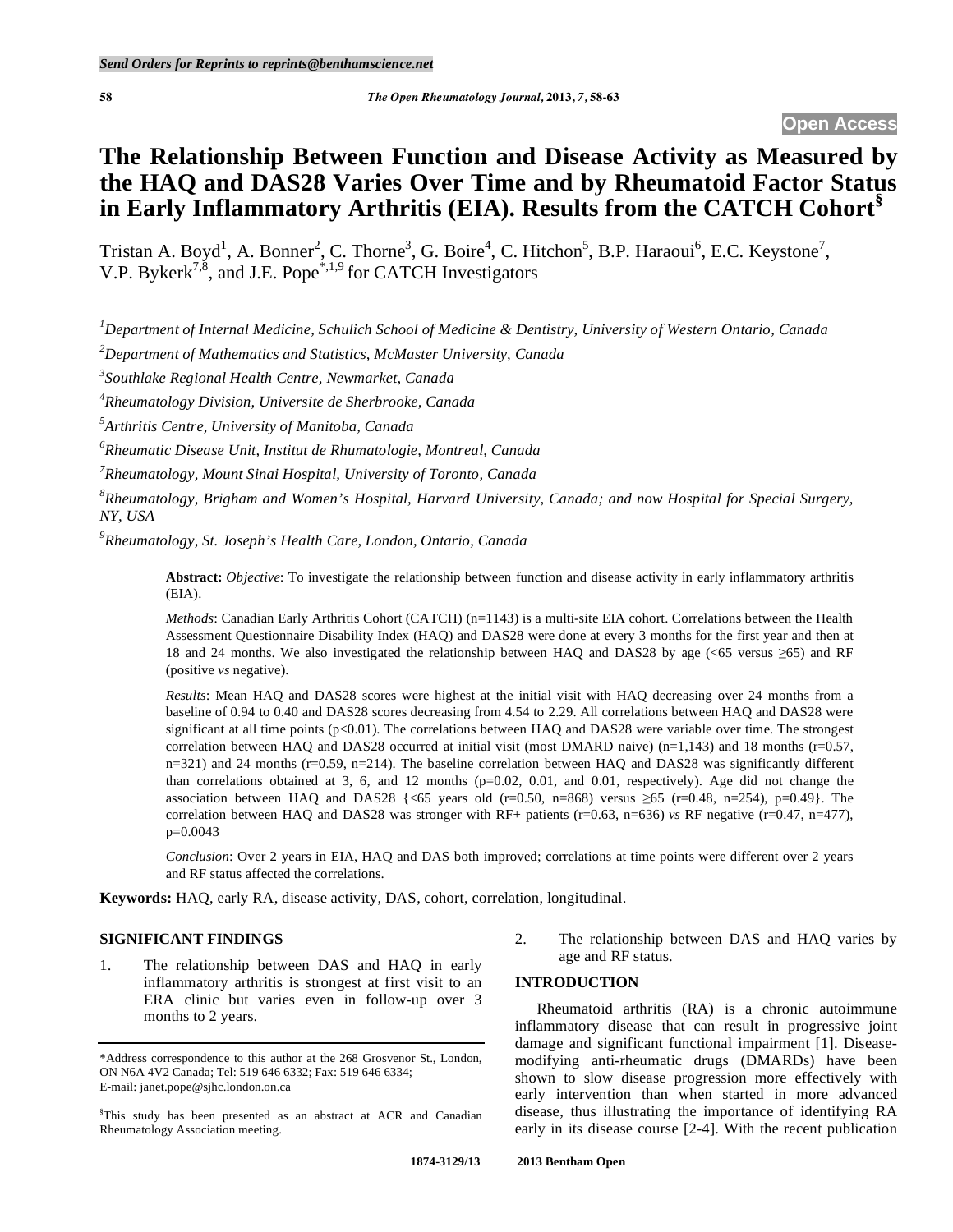Send Orders for Reprints to reprints@benthamscience.net

Open Access

# The Relationship Between Function and Disease Activity as Measured by the HAQ and DAS28 Varies Over Time and by Rheumatoid Factor Status in Early Inflammatory Arthritis (EIA). Results from the CATCH Cohort[§]

Tristan A. Boyd[1], A. Bonner[2], C. Thorne[3], G. Boire[4], C. Hitchon[5], B.P. Haraoui[6], E.C. Keystone[7], V.P. Bykerk[7,8], and J.E. Pope[*,1,9] for CATCH Investigators

[1]*Department of Internal Medicine, Schulich School of Medicine & Dentistry, University of Western Ontario, Canada*

[2]*Department of Mathematics and Statistics, McMaster University, Canada*

[3]*Southlake Regional Health Centre, Newmarket, Canada*

[4]*Rheumatology Division, Universite de Sherbrooke, Canada*

[5]*Arthritis Centre, University of Manitoba, Canada*

[6]*Rheumatic Disease Unit, Institut de Rhumatologie, Montreal, Canada*

[7]*Rheumatology, Mount Sinai Hospital, University of Toronto, Canada*

[8]*Rheumatology, Brigham and Women's Hospital, Harvard University, Canada; and now Hospital for Special Surgery, NY, USA*

[9]*Rheumatology, St. Joseph's Health Care, London, Ontario, Canada*

**Abstract:** *Objective*: To investigate the relationship between function and disease activity in early inflammatory arthritis (EIA).

*Methods*: Canadian Early Arthritis Cohort (CATCH) (n=1143) is a multi-site EIA cohort. Correlations between the Health Assessment Questionnaire Disability Index (HAQ) and DAS28 were done at every 3 months for the first year and then at 18 and 24 months. We also investigated the relationship between HAQ and DAS28 by age (<65 versus ≥65) and RF (positive *vs* negative).

*Results*: Mean HAQ and DAS28 scores were highest at the initial visit with HAQ decreasing over 24 months from a baseline of 0.94 to 0.40 and DAS28 scores decreasing from 4.54 to 2.29. All correlations between HAQ and DAS28 were significant at all time points (p<0.01). The correlations between HAQ and DAS28 were variable over time. The strongest correlation between HAQ and DAS28 occurred at initial visit (most DMARD naive) (n=1,143) and 18 months (r=0.57, n=321) and 24 months (r=0.59, n=214). The baseline correlation between HAQ and DAS28 was significantly different than correlations obtained at 3, 6, and 12 months (p=0.02, 0.01, and 0.01, respectively). Age did not change the association between HAQ and DAS28 {<65 years old (r=0.50, n=868) versus ≥65 (r=0.48, n=254), p=0.49}. The correlation between HAQ and DAS28 was stronger with RF+ patients (r=0.63, n=636) *vs* RF negative (r=0.47, n=477), p=0.0043

*Conclusion*: Over 2 years in EIA, HAQ and DAS both improved; correlations at time points were different over 2 years and RF status affected the correlations.

**Keywords:** HAQ, early RA, disease activity, DAS, cohort, correlation, longitudinal.

## SIGNIFICANT FINDINGS

1. The relationship between DAS and HAQ in early inflammatory arthritis is strongest at first visit to an ERA clinic but varies even in follow-up over 3 months to 2 years.
2. The relationship between DAS and HAQ varies by age and RF status.

## INTRODUCTION

Rheumatoid arthritis (RA) is a chronic autoimmune inflammatory disease that can result in progressive joint damage and significant functional impairment [1]. Disease-modifying anti-rheumatic drugs (DMARDs) have been shown to slow disease progression more effectively with early intervention than when started in more advanced disease, thus illustrating the importance of identifying RA early in its disease course [2-4]. With the recent publication

\*Address correspondence to this author at the 268 Grosvenor St., London, ON N6A 4V2 Canada; Tel: 519 646 6332; Fax: 519 646 6334; E-mail: janet.pope@sjhc.london.on.ca

[§]This study has been presented as an abstract at ACR and Canadian Rheumatology Association meeting.

1874-3129/13 2013 Bentham Open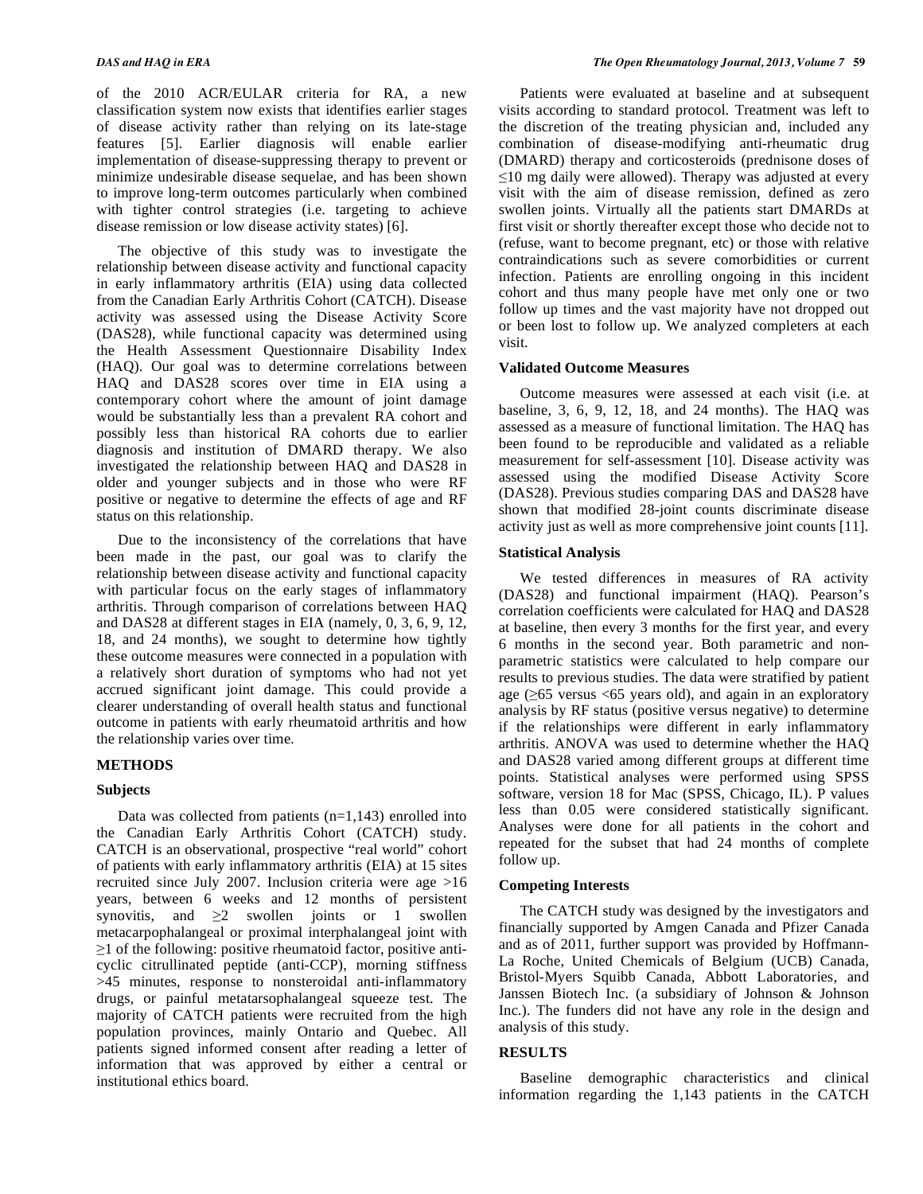of the 2010 ACR/EULAR criteria for RA, a new classification system now exists that identifies earlier stages of disease activity rather than relying on its late-stage features [5]. Earlier diagnosis will enable earlier implementation of disease-suppressing therapy to prevent or minimize undesirable disease sequelae, and has been shown to improve long-term outcomes particularly when combined with tighter control strategies (i.e. targeting to achieve disease remission or low disease activity states) [6].

The objective of this study was to investigate the relationship between disease activity and functional capacity in early inflammatory arthritis (EIA) using data collected from the Canadian Early Arthritis Cohort (CATCH). Disease activity was assessed using the Disease Activity Score (DAS28), while functional capacity was determined using the Health Assessment Questionnaire Disability Index (HAQ). Our goal was to determine correlations between HAQ and DAS28 scores over time in EIA using a contemporary cohort where the amount of joint damage would be substantially less than a prevalent RA cohort and possibly less than historical RA cohorts due to earlier diagnosis and institution of DMARD therapy. We also investigated the relationship between HAQ and DAS28 in older and younger subjects and in those who were RF positive or negative to determine the effects of age and RF status on this relationship.

Due to the inconsistency of the correlations that have been made in the past, our goal was to clarify the relationship between disease activity and functional capacity with particular focus on the early stages of inflammatory arthritis. Through comparison of correlations between HAQ and DAS28 at different stages in EIA (namely, 0, 3, 6, 9, 12, 18, and 24 months), we sought to determine how tightly these outcome measures were connected in a population with a relatively short duration of symptoms who had not yet accrued significant joint damage. This could provide a clearer understanding of overall health status and functional outcome in patients with early rheumatoid arthritis and how the relationship varies over time.

## METHODS

### Subjects

Data was collected from patients (n=1,143) enrolled into the Canadian Early Arthritis Cohort (CATCH) study. CATCH is an observational, prospective "real world" cohort of patients with early inflammatory arthritis (EIA) at 15 sites recruited since July 2007. Inclusion criteria were age >16 years, between 6 weeks and 12 months of persistent synovitis, and ≥2 swollen joints or 1 swollen metacarpophalangeal or proximal interphalangeal joint with ≥1 of the following: positive rheumatoid factor, positive anti-cyclic citrullinated peptide (anti-CCP), morning stiffness >45 minutes, response to nonsteroidal anti-inflammatory drugs, or painful metatarsophalangeal squeeze test. The majority of CATCH patients were recruited from the high population provinces, mainly Ontario and Quebec. All patients signed informed consent after reading a letter of information that was approved by either a central or institutional ethics board.

Patients were evaluated at baseline and at subsequent visits according to standard protocol. Treatment was left to the discretion of the treating physician and, included any combination of disease-modifying anti-rheumatic drug (DMARD) therapy and corticosteroids (prednisone doses of ≤10 mg daily were allowed). Therapy was adjusted at every visit with the aim of disease remission, defined as zero swollen joints. Virtually all the patients start DMARDs at first visit or shortly thereafter except those who decide not to (refuse, want to become pregnant, etc) or those with relative contraindications such as severe comorbidities or current infection. Patients are enrolling ongoing in this incident cohort and thus many people have met only one or two follow up times and the vast majority have not dropped out or been lost to follow up. We analyzed completers at each visit.

### Validated Outcome Measures

Outcome measures were assessed at each visit (i.e. at baseline, 3, 6, 9, 12, 18, and 24 months). The HAQ was assessed as a measure of functional limitation. The HAQ has been found to be reproducible and validated as a reliable measurement for self-assessment [10]. Disease activity was assessed using the modified Disease Activity Score (DAS28). Previous studies comparing DAS and DAS28 have shown that modified 28-joint counts discriminate disease activity just as well as more comprehensive joint counts [11].

### Statistical Analysis

We tested differences in measures of RA activity (DAS28) and functional impairment (HAQ). Pearson's correlation coefficients were calculated for HAQ and DAS28 at baseline, then every 3 months for the first year, and every 6 months in the second year. Both parametric and non-parametric statistics were calculated to help compare our results to previous studies. The data were stratified by patient age (≥65 versus <65 years old), and again in an exploratory analysis by RF status (positive versus negative) to determine if the relationships were different in early inflammatory arthritis. ANOVA was used to determine whether the HAQ and DAS28 varied among different groups at different time points. Statistical analyses were performed using SPSS software, version 18 for Mac (SPSS, Chicago, IL). P values less than 0.05 were considered statistically significant. Analyses were done for all patients in the cohort and repeated for the subset that had 24 months of complete follow up.

### Competing Interests

The CATCH study was designed by the investigators and financially supported by Amgen Canada and Pfizer Canada and as of 2011, further support was provided by Hoffmann-La Roche, United Chemicals of Belgium (UCB) Canada, Bristol-Myers Squibb Canada, Abbott Laboratories, and Janssen Biotech Inc. (a subsidiary of Johnson & Johnson Inc.). The funders did not have any role in the design and analysis of this study.

## RESULTS

Baseline demographic characteristics and clinical information regarding the 1,143 patients in the CATCH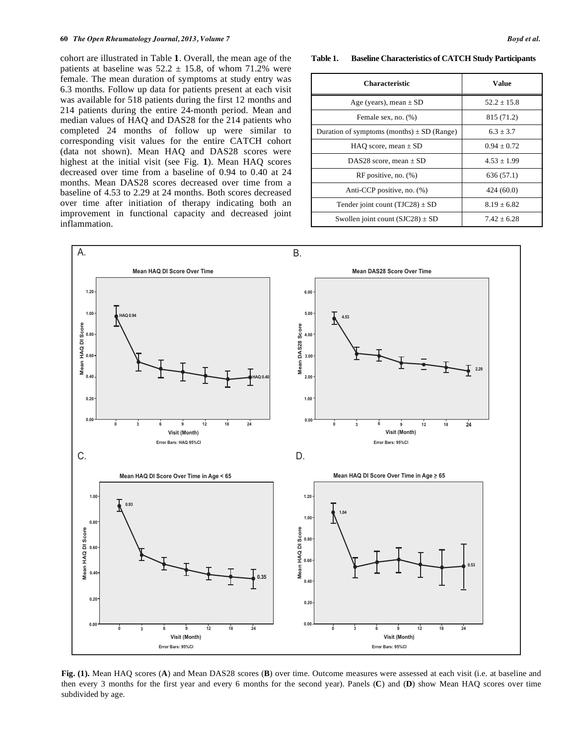cohort are illustrated in Table **1**. Overall, the mean age of the patients at baseline was $52.2 \pm 15.8$, of whom 71.2% were female. The mean duration of symptoms at study entry was 6.3 months. Follow up data for patients present at each visit was available for 518 patients during the first 12 months and 214 patients during the entire 24-month period. Mean and median values of HAQ and DAS28 for the 214 patients who completed 24 months of follow up were similar to corresponding visit values for the entire CATCH cohort (data not shown). Mean HAQ and DAS28 scores were highest at the initial visit (see Fig. **1**). Mean HAQ scores decreased over time from a baseline of 0.94 to 0.40 at 24 months. Mean DAS28 scores decreased over time from a baseline of 4.53 to 2.29 at 24 months. Both scores decreased over time after initiation of therapy indicating both an improvement in functional capacity and decreased joint inflammation.

**Table 1. Baseline Characteristics of CATCH Study Participants**

| Characteristic | Value |
|---|---|
| Age (years), mean ± SD | 52.2 ± 15.8 |
| Female sex, no. (%) | 815 (71.2) |
| Duration of symptoms (months) ± SD (Range) | 6.3 ± 3.7 |
| HAQ score, mean ± SD | 0.94 ± 0.72 |
| DAS28 score, mean ± SD | 4.53 ± 1.99 |
| RF positive, no. (%) | 636 (57.1) |
| Anti-CCP positive, no. (%) | 424 (60.0) |
| Tender joint count (TJC28) ± SD | 8.19 ± 6.82 |
| Swollen joint count (SJC28) ± SD | 7.42 ± 6.28 |

**Fig. (1).** Mean HAQ scores (**A**) and Mean DAS28 scores (**B**) over time. Outcome measures were assessed at each visit (i.e. at baseline and then every 3 months for the first year and every 6 months for the second year). Panels (**C**) and (**D**) show Mean HAQ scores over time subdivided by age.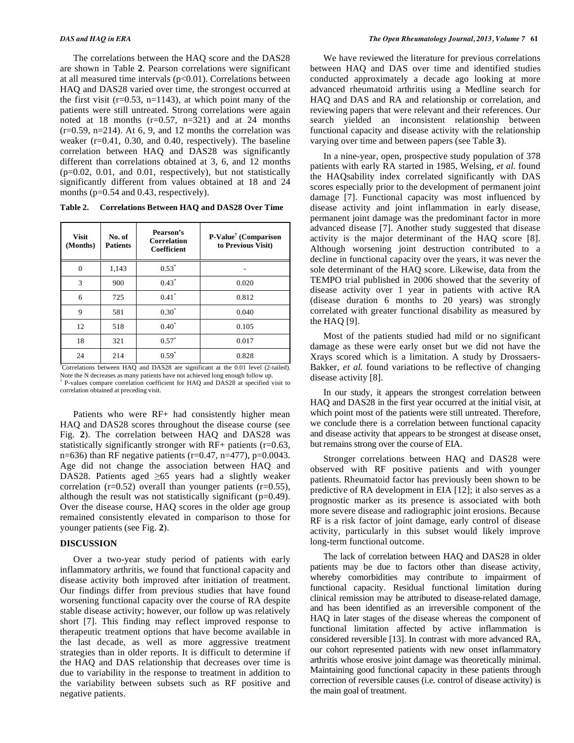The correlations between the HAQ score and the DAS28 are shown in Table **2**. Pearson correlations were significant at all measured time intervals ($p<0.01$). Correlations between HAQ and DAS28 varied over time, the strongest occurred at the first visit ($r=0.53$, $n=1143$), at which point many of the patients were still untreated. Strong correlations were again noted at 18 months ($r=0.57$, $n=321$) and at 24 months ($r=0.59$, $n=214$). At 6, 9, and 12 months the correlation was weaker ($r=0.41$, 0.30, and 0.40, respectively). The baseline correlation between HAQ and DAS28 was significantly different than correlations obtained at 3, 6, and 12 months ($p=0.02$, 0.01, and 0.01, respectively), but not statistically significantly different from values obtained at 18 and 24 months ($p=0.54$ and 0.43, respectively).

**Table 2. Correlations Between HAQ and DAS28 Over Time**

| Visit (Months) | No. of Patients | Pearson's Correlation Coefficient | P-Value† (Comparison to Previous Visit) |
|---|---|---|---|
| 0 | 1,143 | 0.53* | - |
| 3 | 900 | 0.43* | 0.020 |
| 6 | 725 | 0.41* | 0.812 |
| 9 | 581 | 0.30* | 0.040 |
| 12 | 518 | 0.40* | 0.105 |
| 18 | 321 | 0.57* | 0.017 |
| 24 | 214 | 0.59* | 0.828 |

*Correlations between HAQ and DAS28 are significant at the 0.01 level (2-tailed). Note the N decreases as many patients have not achieved long enough follow up.
† P-values compare correlation coefficient for HAQ and DAS28 at specified visit to correlation obtained at preceding visit.

Patients who were RF+ had consistently higher mean HAQ and DAS28 scores throughout the disease course (see Fig. **2**). The correlation between HAQ and DAS28 was statistically significantly stronger with RF+ patients ($r=0.63$, $n=636$) than RF negative patients ($r=0.47$, $n=477$), $p=0.0043$. Age did not change the association between HAQ and DAS28. Patients aged $\geq 65$ years had a slightly weaker correlation ($r=0.52$) overall than younger patients ($r=0.55$), although the result was not statistically significant ($p=0.49$). Over the disease course, HAQ scores in the older age group remained consistently elevated in comparison to those for younger patients (see Fig. **2**).

## DISCUSSION

Over a two-year study period of patients with early inflammatory arthritis, we found that functional capacity and disease activity both improved after initiation of treatment. Our findings differ from previous studies that have found worsening functional capacity over the course of RA despite stable disease activity; however, our follow up was relatively short [7]. This finding may reflect improved response to therapeutic treatment options that have become available in the last decade, as well as more aggressive treatment strategies than in older reports. It is difficult to determine if the HAQ and DAS relationship that decreases over time is due to variability in the response to treatment in addition to the variability between subsets such as RF positive and negative patients.

We have reviewed the literature for previous correlations between HAQ and DAS over time and identified studies conducted approximately a decade ago looking at more advanced rheumatoid arthritis using a Medline search for HAQ and DAS and RA and relationship or correlation, and reviewing papers that were relevant and their references. Our search yielded an inconsistent relationship between functional capacity and disease activity with the relationship varying over time and between papers (see Table **3**).

In a nine-year, open, prospective study population of 378 patients with early RA started in 1985, Welsing, *et al.* found the HAQsability index correlated significantly with DAS scores especially prior to the development of permanent joint damage [7]. Functional capacity was most influenced by disease activity and joint inflammation in early disease, permanent joint damage was the predominant factor in more advanced disease [7]. Another study suggested that disease activity is the major determinant of the HAQ score [8]. Although worsening joint destruction contributed to a decline in functional capacity over the years, it was never the sole determinant of the HAQ score. Likewise, data from the TEMPO trial published in 2006 showed that the severity of disease activity over 1 year in patients with active RA (disease duration 6 months to 20 years) was strongly correlated with greater functional disability as measured by the HAQ [9].

Most of the patients studied had mild or no significant damage as these were early onset but we did not have the Xrays scored which is a limitation. A study by Drossaers-Bakker, *et al.* found variations to be reflective of changing disease activity [8].

In our study, it appears the strongest correlation between HAQ and DAS28 in the first year occurred at the initial visit, at which point most of the patients were still untreated. Therefore, we conclude there is a correlation between functional capacity and disease activity that appears to be strongest at disease onset, but remains strong over the course of EIA.

Stronger correlations between HAQ and DAS28 were observed with RF positive patients and with younger patients. Rheumatoid factor has previously been shown to be predictive of RA development in EIA [12]; it also serves as a prognostic marker as its presence is associated with both more severe disease and radiographic joint erosions. Because RF is a risk factor of joint damage, early control of disease activity, particularly in this subset would likely improve long-term functional outcome.

The lack of correlation between HAQ and DAS28 in older patients may be due to factors other than disease activity, whereby comorbidities may contribute to impairment of functional capacity. Residual functional limitation during clinical remission may be attributed to disease-related damage, and has been identified as an irreversible component of the HAQ in later stages of the disease whereas the component of functional limitation affected by active inflammation is considered reversible [13]. In contrast with more advanced RA, our cohort represented patients with new onset inflammatory arthritis whose erosive joint damage was theoretically minimal. Maintaining good functional capacity in these patients through correction of reversible causes (i.e. control of disease activity) is the main goal of treatment.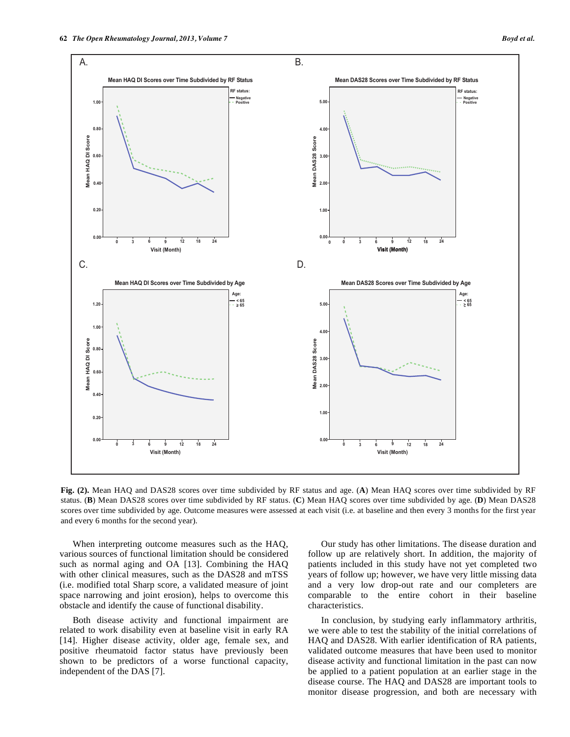**Fig. (2).** Mean HAQ and DAS28 scores over time subdivided by RF status and age. (**A**) Mean HAQ scores over time subdivided by RF status. (**B**) Mean DAS28 scores over time subdivided by RF status. (**C**) Mean HAQ scores over time subdivided by age. (**D**) Mean DAS28 scores over time subdivided by age. Outcome measures were assessed at each visit (i.e. at baseline and then every 3 months for the first year and every 6 months for the second year).

When interpreting outcome measures such as the HAQ, various sources of functional limitation should be considered such as normal aging and OA [13]. Combining the HAQ with other clinical measures, such as the DAS28 and mTSS (i.e. modified total Sharp score, a validated measure of joint space narrowing and joint erosion), helps to overcome this obstacle and identify the cause of functional disability.

Both disease activity and functional impairment are related to work disability even at baseline visit in early RA [14]. Higher disease activity, older age, female sex, and positive rheumatoid factor status have previously been shown to be predictors of a worse functional capacity, independent of the DAS [7].

Our study has other limitations. The disease duration and follow up are relatively short. In addition, the majority of patients included in this study have not yet completed two years of follow up; however, we have very little missing data and a very low drop-out rate and our completers are comparable to the entire cohort in their baseline characteristics.

In conclusion, by studying early inflammatory arthritis, we were able to test the stability of the initial correlations of HAQ and DAS28. With earlier identification of RA patients, validated outcome measures that have been used to monitor disease activity and functional limitation in the past can now be applied to a patient population at an earlier stage in the disease course. The HAQ and DAS28 are important tools to monitor disease progression, and both are necessary with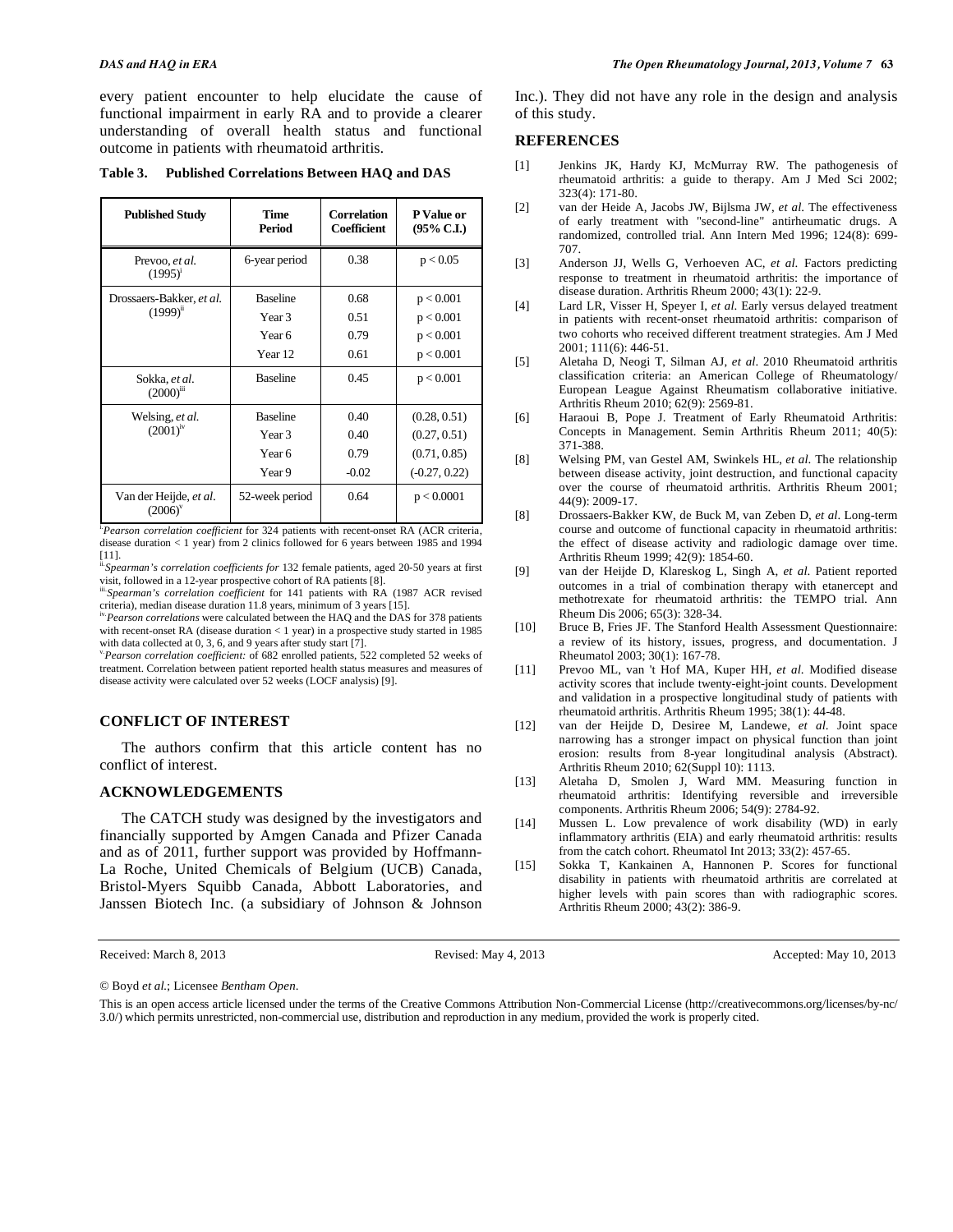every patient encounter to help elucidate the cause of functional impairment in early RA and to provide a clearer understanding of overall health status and functional outcome in patients with rheumatoid arthritis.

**Table 3. Published Correlations Between HAQ and DAS**

| Published Study | Time Period | Correlation Coefficient | P Value or (95% C.I.) |
|---|---|---|---|
| Prevoo, *et al.* (1995)[i] | 6-year period | 0.38 | $p < 0.05$ |
| Drossaers-Bakker, *et al.* (1999)[ii] | Baseline | 0.68 | $p < 0.001$ |
| | Year 3 | 0.51 | $p < 0.001$ |
| | Year 6 | 0.79 | $p < 0.001$ |
| | Year 12 | 0.61 | $p < 0.001$ |
| Sokka, *et al.* (2000)[iii] | Baseline | 0.45 | $p < 0.001$ |
| Welsing, *et al.* (2001)[iv] | Baseline | 0.40 | (0.28, 0.51) |
| | Year 3 | 0.40 | (0.27, 0.51) |
| | Year 6 | 0.79 | (0.71, 0.85) |
| | Year 9 | -0.02 | (-0.27, 0.22) |
| Van der Heijde, *et al.* (2006)[v] | 52-week period | 0.64 | $p < 0.0001$ |

[i] *Pearson correlation coefficient* for 324 patients with recent-onset RA (ACR criteria, disease duration < 1 year) from 2 clinics followed for 6 years between 1985 and 1994 [11].

[ii] *Spearman's correlation coefficients for* 132 female patients, aged 20-50 years at first visit, followed in a 12-year prospective cohort of RA patients [8].

[iii] *Spearman's correlation coefficient* for 141 patients with RA (1987 ACR revised criteria), median disease duration 11.8 years, minimum of 3 years [15].

[iv] *Pearson correlations* were calculated between the HAQ and the DAS for 378 patients with recent-onset RA (disease duration < 1 year) in a prospective study started in 1985 with data collected at 0, 3, 6, and 9 years after study start [7].

[v] *Pearson correlation coefficient:* of 682 enrolled patients, 522 completed 52 weeks of treatment. Correlation between patient reported health status measures and measures of disease activity were calculated over 52 weeks (LOCF analysis) [9].

## CONFLICT OF INTEREST

The authors confirm that this article content has no conflict of interest.

## ACKNOWLEDGEMENTS

The CATCH study was designed by the investigators and financially supported by Amgen Canada and Pfizer Canada and as of 2011, further support was provided by Hoffmann-La Roche, United Chemicals of Belgium (UCB) Canada, Bristol-Myers Squibb Canada, Abbott Laboratories, and Janssen Biotech Inc. (a subsidiary of Johnson & Johnson Inc.). They did not have any role in the design and analysis of this study.

## REFERENCES

[1] Jenkins JK, Hardy KJ, McMurray RW. The pathogenesis of rheumatoid arthritis: a guide to therapy. Am J Med Sci 2002; 323(4): 171-80.

[2] van der Heide A, Jacobs JW, Bijlsma JW, *et al.* The effectiveness of early treatment with "second-line" antirheumatic drugs. A randomized, controlled trial. Ann Intern Med 1996; 124(8): 699-707.

[3] Anderson JJ, Wells G, Verhoeven AC, *et al.* Factors predicting response to treatment in rheumatoid arthritis: the importance of disease duration. Arthritis Rheum 2000; 43(1): 22-9.

[4] Lard LR, Visser H, Speyer I, *et al.* Early versus delayed treatment in patients with recent-onset rheumatoid arthritis: comparison of two cohorts who received different treatment strategies. Am J Med 2001; 111(6): 446-51.

[5] Aletaha D, Neogi T, Silman AJ, *et al.* 2010 Rheumatoid arthritis classification criteria: an American College of Rheumatology/ European League Against Rheumatism collaborative initiative. Arthritis Rheum 2010; 62(9): 2569-81.

[6] Haraoui B, Pope J. Treatment of Early Rheumatoid Arthritis: Concepts in Management. Semin Arthritis Rheum 2011; 40(5): 371-388.

[8] Welsing PM, van Gestel AM, Swinkels HL, *et al.* The relationship between disease activity, joint destruction, and functional capacity over the course of rheumatoid arthritis. Arthritis Rheum 2001; 44(9): 2009-17.

[8] Drossaers-Bakker KW, de Buck M, van Zeben D, *et al.* Long-term course and outcome of functional capacity in rheumatoid arthritis: the effect of disease activity and radiologic damage over time. Arthritis Rheum 1999; 42(9): 1854-60.

[9] van der Heijde D, Klareskog L, Singh A, *et al.* Patient reported outcomes in a trial of combination therapy with etanercept and methotrexate for rheumatoid arthritis: the TEMPO trial. Ann Rheum Dis 2006; 65(3): 328-34.

[10] Bruce B, Fries JF. The Stanford Health Assessment Questionnaire: a review of its history, issues, progress, and documentation. J Rheumatol 2003; 30(1): 167-78.

[11] Prevoo ML, van 't Hof MA, Kuper HH, *et al.* Modified disease activity scores that include twenty-eight-joint counts. Development and validation in a prospective longitudinal study of patients with rheumatoid arthritis. Arthritis Rheum 1995; 38(1): 44-48.

[12] van der Heijde D, Desiree M, Landewe, *et al.* Joint space narrowing has a stronger impact on physical function than joint erosion: results from 8-year longitudinal analysis (Abstract). Arthritis Rheum 2010; 62(Suppl 10): 1113.

[13] Aletaha D, Smolen J, Ward MM. Measuring function in rheumatoid arthritis: Identifying reversible and irreversible components. Arthritis Rheum 2006; 54(9): 2784-92.

[14] Mussen L. Low prevalence of work disability (WD) in early inflammatory arthritis (EIA) and early rheumatoid arthritis: results from the catch cohort. Rheumatol Int 2013; 33(2): 457-65.

[15] Sokka T, Kankainen A, Hannonen P. Scores for functional disability in patients with rheumatoid arthritis are correlated at higher levels with pain scores than with radiographic scores. Arthritis Rheum 2000; 43(2): 386-9.

Received: March 8, 2013 Revised: May 4, 2013 Accepted: May 10, 2013

© Boyd *et al.*; Licensee *Bentham Open*.

This is an open access article licensed under the terms of the Creative Commons Attribution Non-Commercial License (http://creativecommons.org/licenses/by-nc/3.0/) which permits unrestricted, non-commercial use, distribution and reproduction in any medium, provided the work is properly cited.